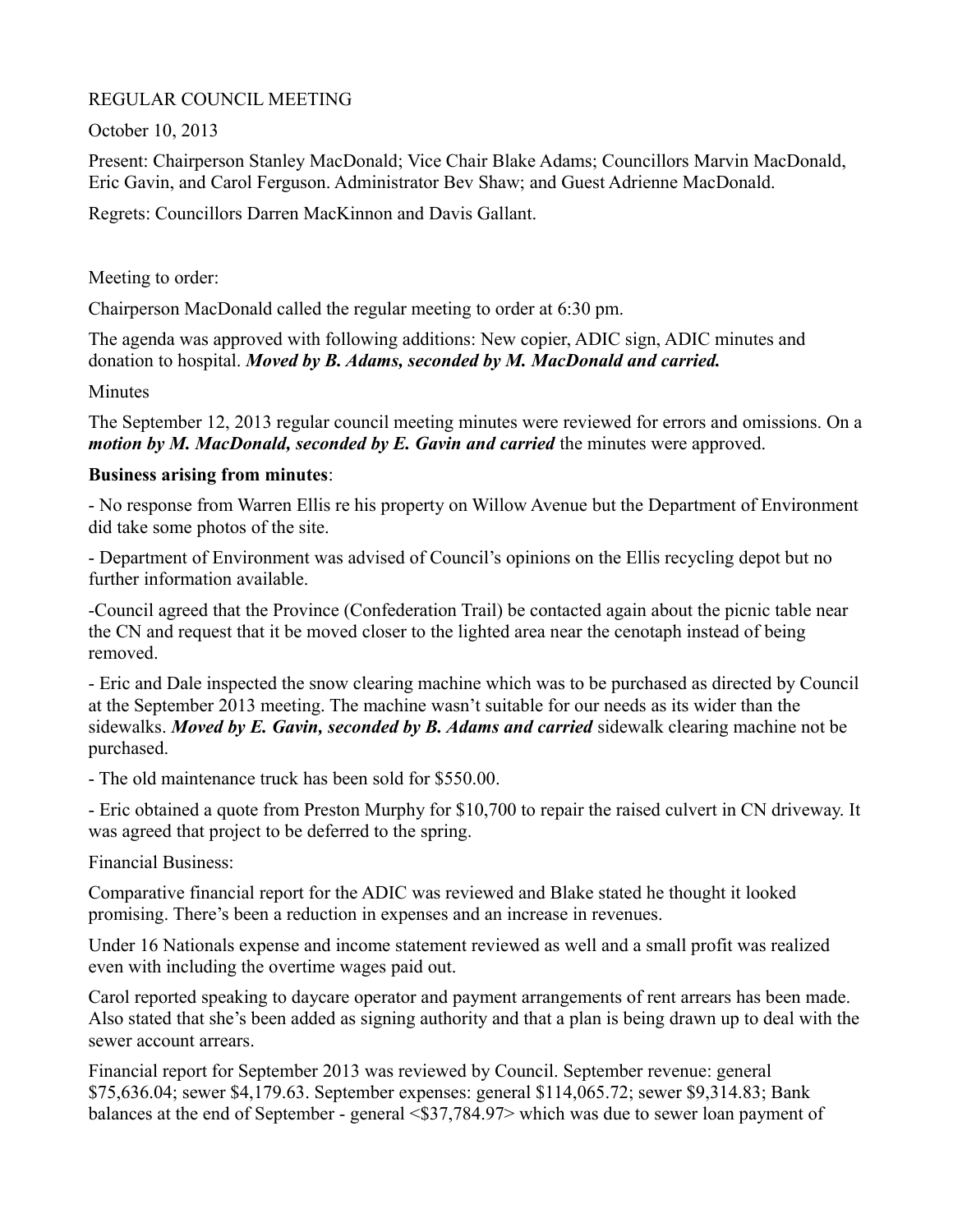REGULAR COUNCIL MEETING

October 10, 2013

Present: Chairperson Stanley MacDonald; Vice Chair Blake Adams; Councillors Marvin MacDonald, Eric Gavin, and Carol Ferguson. Administrator Bev Shaw; and Guest Adrienne MacDonald.

Regrets: Councillors Darren MacKinnon and Davis Gallant.

Meeting to order:

Chairperson MacDonald called the regular meeting to order at 6:30 pm.

The agenda was approved with following additions: New copier, ADIC sign, ADIC minutes and donation to hospital. ***Moved by B. Adams, seconded by M. MacDonald and carried.***

Minutes

The September 12, 2013 regular council meeting minutes were reviewed for errors and omissions. On a ***motion by M. MacDonald, seconded by E. Gavin and carried*** the minutes were approved.

**Business arising from minutes**:

- No response from Warren Ellis re his property on Willow Avenue but the Department of Environment did take some photos of the site.

- Department of Environment was advised of Council's opinions on the Ellis recycling depot but no further information available.

-Council agreed that the Province (Confederation Trail) be contacted again about the picnic table near the CN and request that it be moved closer to the lighted area near the cenotaph instead of being removed.

- Eric and Dale inspected the snow clearing machine which was to be purchased as directed by Council at the September 2013 meeting. The machine wasn't suitable for our needs as its wider than the sidewalks. ***Moved by E. Gavin, seconded by B. Adams and carried*** sidewalk clearing machine not be purchased.

- The old maintenance truck has been sold for $550.00.

- Eric obtained a quote from Preston Murphy for $10,700 to repair the raised culvert in CN driveway. It was agreed that project to be deferred to the spring.

Financial Business:

Comparative financial report for the ADIC was reviewed and Blake stated he thought it looked promising. There's been a reduction in expenses and an increase in revenues.

Under 16 Nationals expense and income statement reviewed as well and a small profit was realized even with including the overtime wages paid out.

Carol reported speaking to daycare operator and payment arrangements of rent arrears has been made. Also stated that she's been added as signing authority and that a plan is being drawn up to deal with the sewer account arrears.

Financial report for September 2013 was reviewed by Council. September revenue: general $75,636.04; sewer $4,179.63. September expenses: general $114,065.72; sewer $9,314.83; Bank balances at the end of September - general <$37,784.97> which was due to sewer loan payment of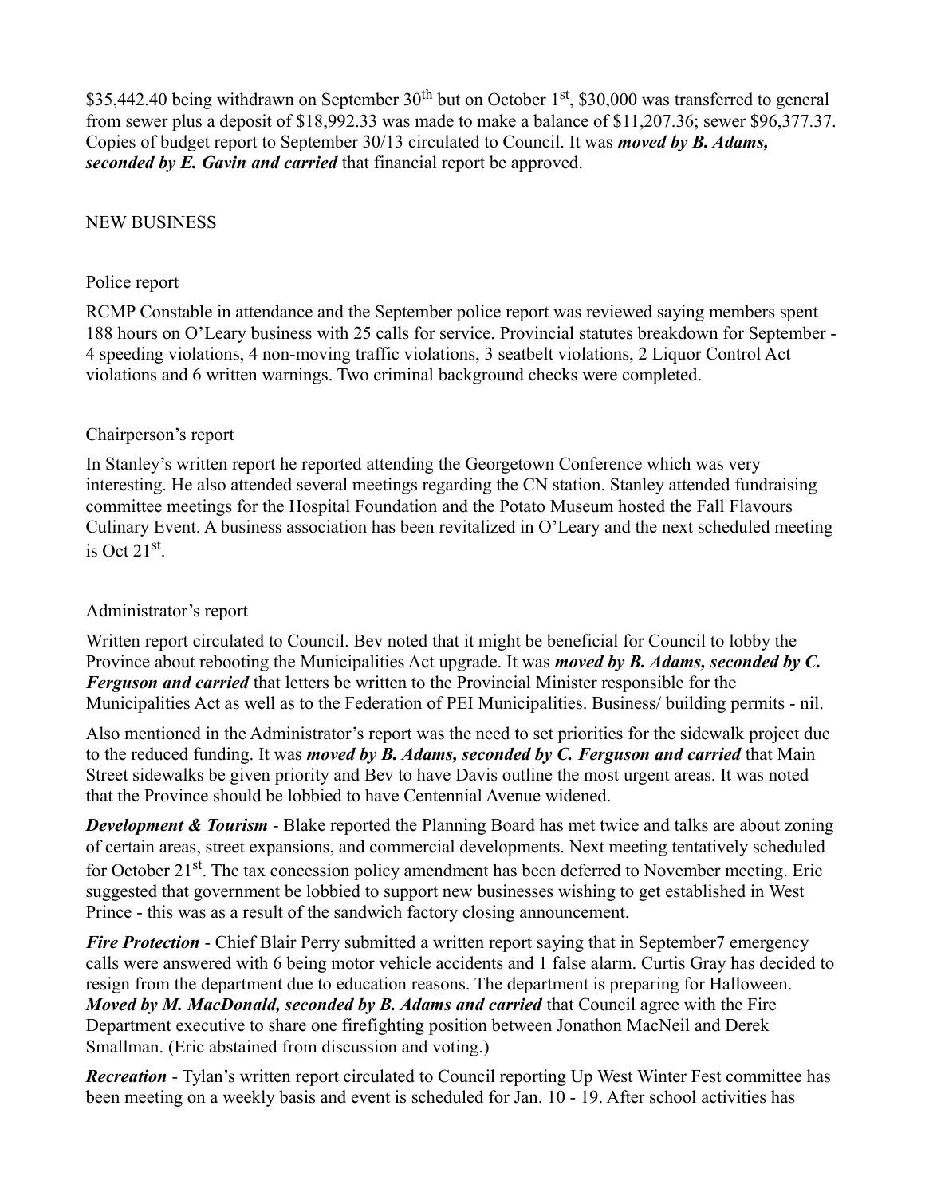$35,442.40 being withdrawn on September 30th but on October 1st, $30,000 was transferred to general from sewer plus a deposit of $18,992.33 was made to make a balance of $11,207.36; sewer $96,377.37. Copies of budget report to September 30/13 circulated to Council. It was ***moved by B. Adams, seconded by E. Gavin and carried*** that financial report be approved.

NEW BUSINESS

Police report

RCMP Constable in attendance and the September police report was reviewed saying members spent 188 hours on O'Leary business with 25 calls for service. Provincial statutes breakdown for September - 4 speeding violations, 4 non-moving traffic violations, 3 seatbelt violations, 2 Liquor Control Act violations and 6 written warnings. Two criminal background checks were completed.

Chairperson's report

In Stanley's written report he reported attending the Georgetown Conference which was very interesting. He also attended several meetings regarding the CN station. Stanley attended fundraising committee meetings for the Hospital Foundation and the Potato Museum hosted the Fall Flavours Culinary Event. A business association has been revitalized in O'Leary and the next scheduled meeting is Oct 21st.

Administrator's report

Written report circulated to Council. Bev noted that it might be beneficial for Council to lobby the Province about rebooting the Municipalities Act upgrade. It was ***moved by B. Adams, seconded by C. Ferguson and carried*** that letters be written to the Provincial Minister responsible for the Municipalities Act as well as to the Federation of PEI Municipalities. Business/ building permits - nil.

Also mentioned in the Administrator's report was the need to set priorities for the sidewalk project due to the reduced funding. It was ***moved by B. Adams, seconded by C. Ferguson and carried*** that Main Street sidewalks be given priority and Bev to have Davis outline the most urgent areas. It was noted that the Province should be lobbied to have Centennial Avenue widened.

***Development & Tourism*** - Blake reported the Planning Board has met twice and talks are about zoning of certain areas, street expansions, and commercial developments. Next meeting tentatively scheduled for October 21st. The tax concession policy amendment has been deferred to November meeting. Eric suggested that government be lobbied to support new businesses wishing to get established in West Prince - this was as a result of the sandwich factory closing announcement.

***Fire Protection*** - Chief Blair Perry submitted a written report saying that in September7 emergency calls were answered with 6 being motor vehicle accidents and 1 false alarm. Curtis Gray has decided to resign from the department due to education reasons. The department is preparing for Halloween. ***Moved by M. MacDonald, seconded by B. Adams and carried*** that Council agree with the Fire Department executive to share one firefighting position between Jonathon MacNeil and Derek Smallman. (Eric abstained from discussion and voting.)

***Recreation*** - Tylan's written report circulated to Council reporting Up West Winter Fest committee has been meeting on a weekly basis and event is scheduled for Jan. 10 - 19. After school activities has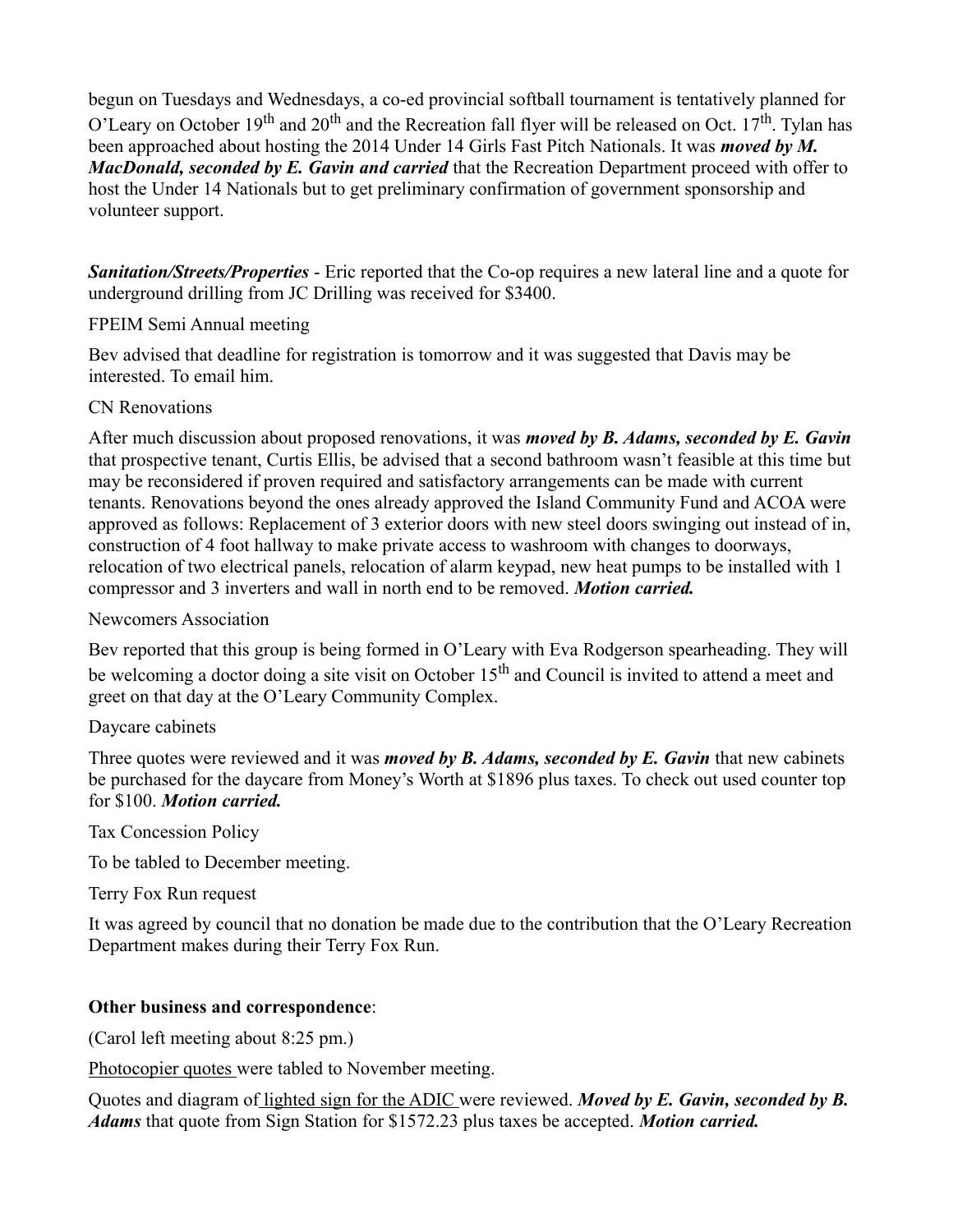begun on Tuesdays and Wednesdays, a co-ed provincial softball tournament is tentatively planned for O'Leary on October 19th and 20th and the Recreation fall flyer will be released on Oct. 17th. Tylan has been approached about hosting the 2014 Under 14 Girls Fast Pitch Nationals. It was ***moved by M. MacDonald, seconded by E. Gavin and carried*** that the Recreation Department proceed with offer to host the Under 14 Nationals but to get preliminary confirmation of government sponsorship and volunteer support.

***Sanitation/Streets/Properties*** - Eric reported that the Co-op requires a new lateral line and a quote for underground drilling from JC Drilling was received for $3400.

FPEIM Semi Annual meeting

Bev advised that deadline for registration is tomorrow and it was suggested that Davis may be interested. To email him.

CN Renovations

After much discussion about proposed renovations, it was ***moved by B. Adams, seconded by E. Gavin*** that prospective tenant, Curtis Ellis, be advised that a second bathroom wasn't feasible at this time but may be reconsidered if proven required and satisfactory arrangements can be made with current tenants. Renovations beyond the ones already approved the Island Community Fund and ACOA were approved as follows: Replacement of 3 exterior doors with new steel doors swinging out instead of in, construction of 4 foot hallway to make private access to washroom with changes to doorways, relocation of two electrical panels, relocation of alarm keypad, new heat pumps to be installed with 1 compressor and 3 inverters and wall in north end to be removed. ***Motion carried.***

Newcomers Association

Bev reported that this group is being formed in O'Leary with Eva Rodgerson spearheading. They will be welcoming a doctor doing a site visit on October 15th and Council is invited to attend a meet and greet on that day at the O'Leary Community Complex.

Daycare cabinets

Three quotes were reviewed and it was ***moved by B. Adams, seconded by E. Gavin*** that new cabinets be purchased for the daycare from Money's Worth at $1896 plus taxes. To check out used counter top for $100. ***Motion carried.***

Tax Concession Policy

To be tabled to December meeting.

Terry Fox Run request

It was agreed by council that no donation be made due to the contribution that the O'Leary Recreation Department makes during their Terry Fox Run.

**Other business and correspondence**:

(Carol left meeting about 8:25 pm.)

Photocopier quotes were tabled to November meeting.

Quotes and diagram of lighted sign for the ADIC were reviewed. ***Moved by E. Gavin, seconded by B. Adams*** that quote from Sign Station for $1572.23 plus taxes be accepted. ***Motion carried.***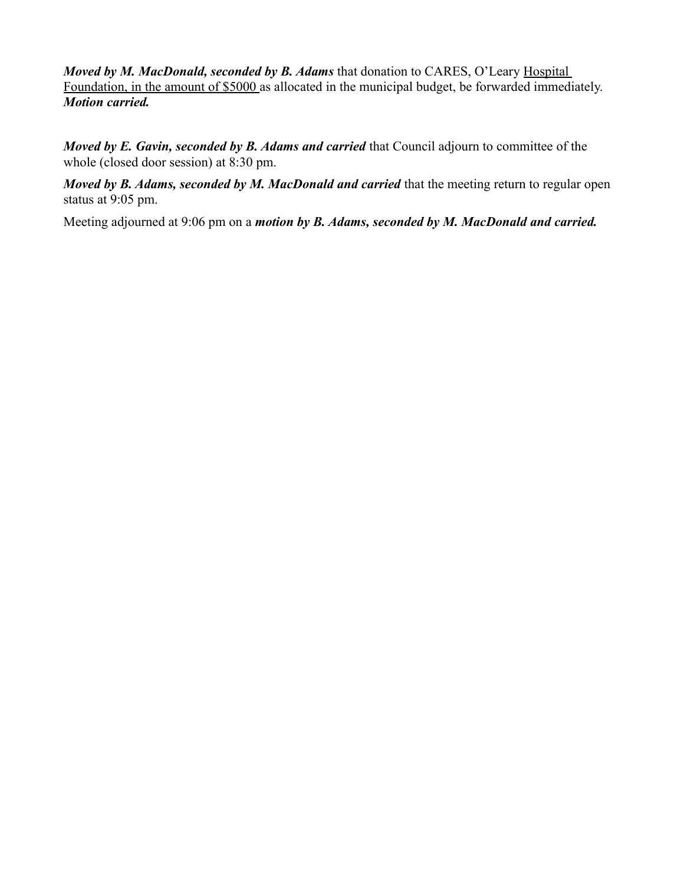***Moved by M. MacDonald, seconded by B. Adams*** that donation to CARES, O'Leary Hospital Foundation, in the amount of $5000 as allocated in the municipal budget, be forwarded immediately. ***Motion carried.***

***Moved by E. Gavin, seconded by B. Adams and carried*** that Council adjourn to committee of the whole (closed door session) at 8:30 pm.

***Moved by B. Adams, seconded by M. MacDonald and carried*** that the meeting return to regular open status at 9:05 pm.

Meeting adjourned at 9:06 pm on a ***motion by B. Adams, seconded by M. MacDonald and carried.***